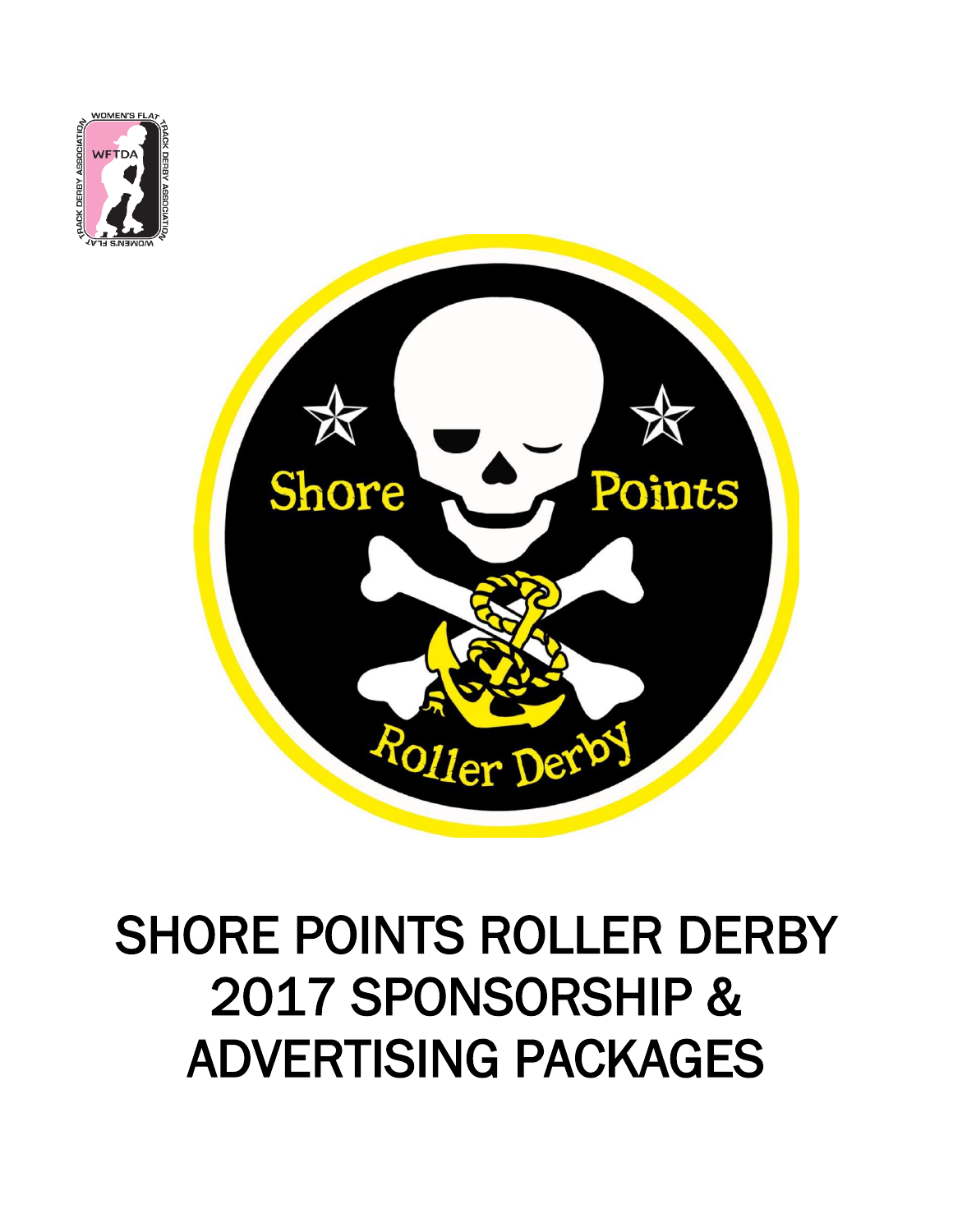# SHORE POINTS ROLLER DERBY 2017 SPONSORSHIP & ADVERTISING PACKAGES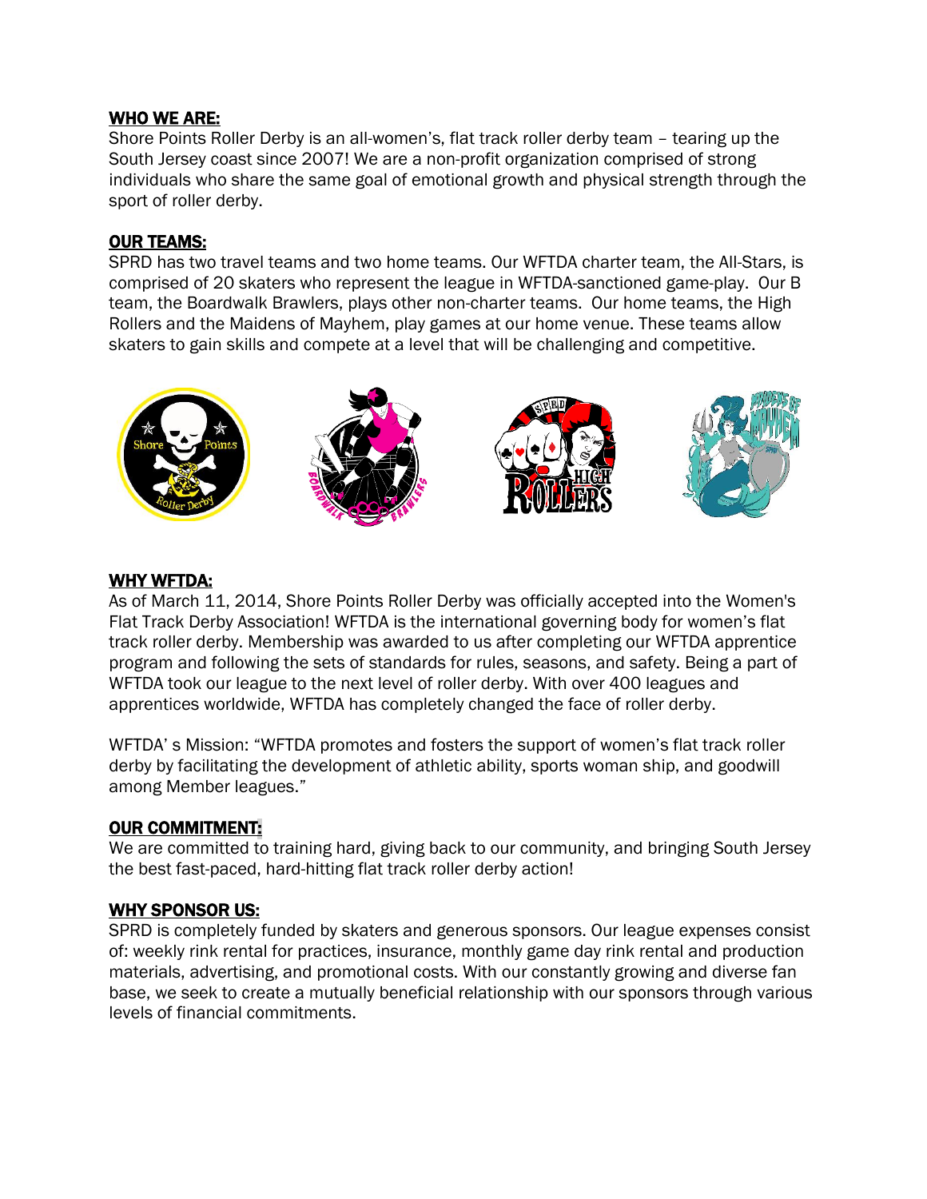## WHO WE ARE:

Shore Points Roller Derby is an all-women's, flat track roller derby team – tearing up the South Jersey coast since 2007! We are a non-profit organization comprised of strong individuals who share the same goal of emotional growth and physical strength through the sport of roller derby.

## OUR TEAMS:

SPRD has two travel teams and two home teams. Our WFTDA charter team, the All-Stars, is comprised of 20 skaters who represent the league in WFTDA-sanctioned game-play. Our B team, the Boardwalk Brawlers, plays other non-charter teams. Our home teams, the High Rollers and the Maidens of Mayhem, play games at our home venue. These teams allow skaters to gain skills and compete at a level that will be challenging and competitive.

## WHY WFTDA:

As of March 11, 2014, Shore Points Roller Derby was officially accepted into the Women's Flat Track Derby Association! WFTDA is the international governing body for women's flat track roller derby. Membership was awarded to us after completing our WFTDA apprentice program and following the sets of standards for rules, seasons, and safety. Being a part of WFTDA took our league to the next level of roller derby. With over 400 leagues and apprentices worldwide, WFTDA has completely changed the face of roller derby.

WFTDA' s Mission: "WFTDA promotes and fosters the support of women's flat track roller derby by facilitating the development of athletic ability, sports woman ship, and goodwill among Member leagues."

## OUR COMMITMENT:

We are committed to training hard, giving back to our community, and bringing South Jersey the best fast-paced, hard-hitting flat track roller derby action!

## WHY SPONSOR US:

SPRD is completely funded by skaters and generous sponsors. Our league expenses consist of: weekly rink rental for practices, insurance, monthly game day rink rental and production materials, advertising, and promotional costs. With our constantly growing and diverse fan base, we seek to create a mutually beneficial relationship with our sponsors through various levels of financial commitments.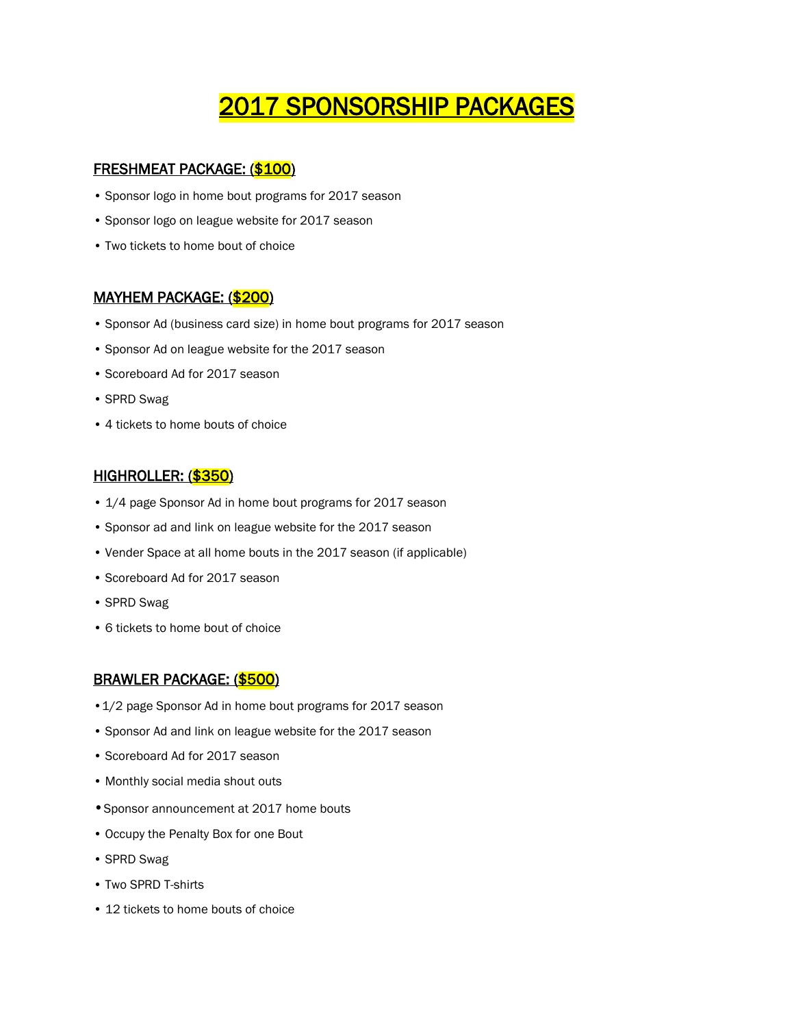# 2017 SPONSORSHIP PACKAGES

## FRESHMEAT PACKAGE: ($100)

- Sponsor logo in home bout programs for 2017 season
- Sponsor logo on league website for 2017 season
- Two tickets to home bout of choice

## MAYHEM PACKAGE: ($200)

- Sponsor Ad (business card size) in home bout programs for 2017 season
- Sponsor Ad on league website for the 2017 season
- Scoreboard Ad for 2017 season
- SPRD Swag
- 4 tickets to home bouts of choice

## HIGHROLLER: ($350)

- 1/4 page Sponsor Ad in home bout programs for 2017 season
- Sponsor ad and link on league website for the 2017 season
- Vender Space at all home bouts in the 2017 season (if applicable)
- Scoreboard Ad for 2017 season
- SPRD Swag
- 6 tickets to home bout of choice

## BRAWLER PACKAGE: ($500)

- 1/2 page Sponsor Ad in home bout programs for 2017 season
- Sponsor Ad and link on league website for the 2017 season
- Scoreboard Ad for 2017 season
- Monthly social media shout outs
- Sponsor announcement at 2017 home bouts
- Occupy the Penalty Box for one Bout
- SPRD Swag
- Two SPRD T-shirts
- 12 tickets to home bouts of choice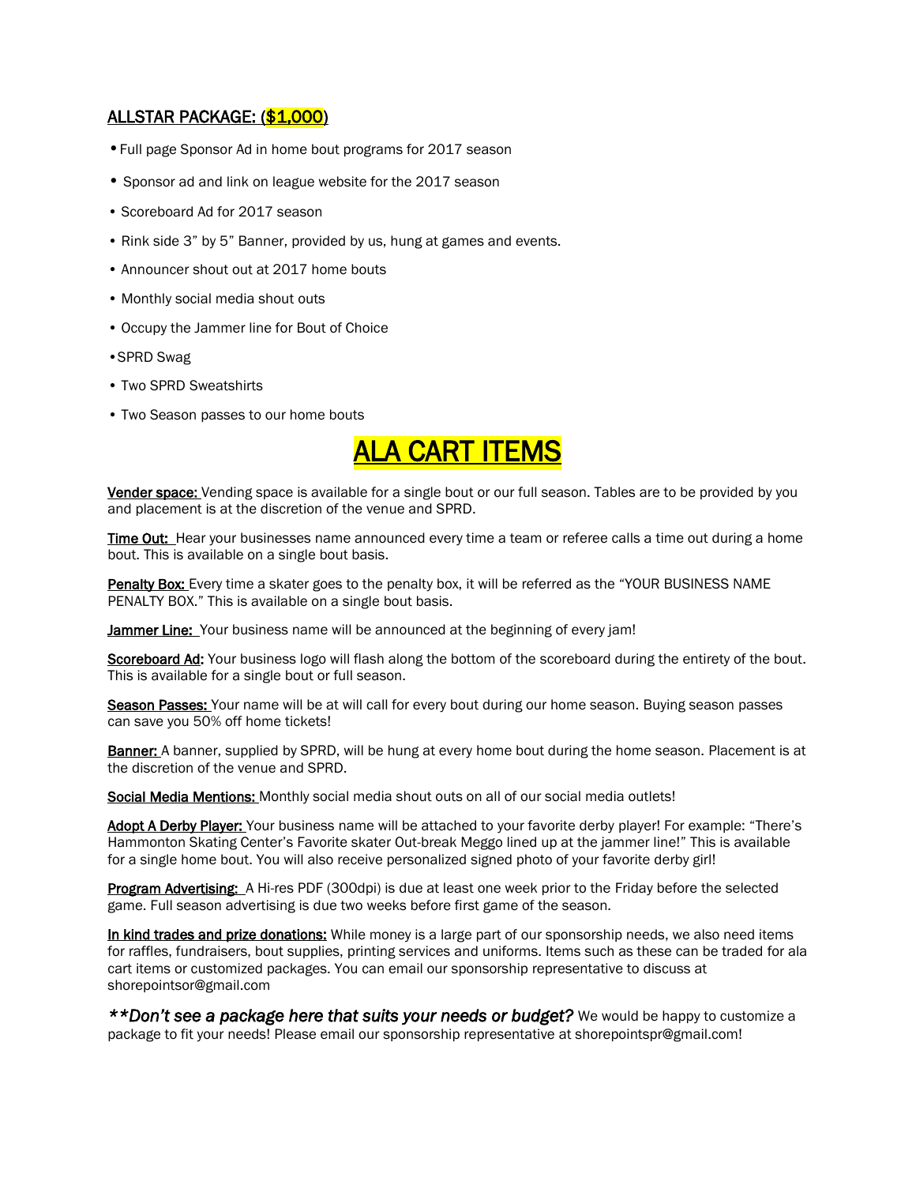## ALLSTAR PACKAGE: ($1,000)

- Full page Sponsor Ad in home bout programs for 2017 season
- Sponsor ad and link on league website for the 2017 season
- Scoreboard Ad for 2017 season
- Rink side 3" by 5" Banner, provided by us, hung at games and events.
- Announcer shout out at 2017 home bouts
- Monthly social media shout outs
- Occupy the Jammer line for Bout of Choice
- SPRD Swag
- Two SPRD Sweatshirts
- Two Season passes to our home bouts

# ALA CART ITEMS

**Vender space:** Vending space is available for a single bout or our full season. Tables are to be provided by you and placement is at the discretion of the venue and SPRD.

**Time Out:** Hear your businesses name announced every time a team or referee calls a time out during a home bout. This is available on a single bout basis.

**Penalty Box:** Every time a skater goes to the penalty box, it will be referred as the "YOUR BUSINESS NAME PENALTY BOX." This is available on a single bout basis.

**Jammer Line:** Your business name will be announced at the beginning of every jam!

**Scoreboard Ad:** Your business logo will flash along the bottom of the scoreboard during the entirety of the bout. This is available for a single bout or full season.

**Season Passes:** Your name will be at will call for every bout during our home season. Buying season passes can save you 50% off home tickets!

**Banner:** A banner, supplied by SPRD, will be hung at every home bout during the home season. Placement is at the discretion of the venue and SPRD.

**Social Media Mentions:** Monthly social media shout outs on all of our social media outlets!

**Adopt A Derby Player:** Your business name will be attached to your favorite derby player! For example: "There's Hammonton Skating Center's Favorite skater Out-break Meggo lined up at the jammer line!" This is available for a single home bout. You will also receive personalized signed photo of your favorite derby girl!

**Program Advertising:** A Hi-res PDF (300dpi) is due at least one week prior to the Friday before the selected game. Full season advertising is due two weeks before first game of the season.

**In kind trades and prize donations:** While money is a large part of our sponsorship needs, we also need items for raffles, fundraisers, bout supplies, printing services and uniforms. Items such as these can be traded for ala cart items or customized packages. You can email our sponsorship representative to discuss at shorepointsor@gmail.com

***\*\*Don't see a package here that suits your needs or budget?*** We would be happy to customize a package to fit your needs! Please email our sponsorship representative at shorepointspr@gmail.com!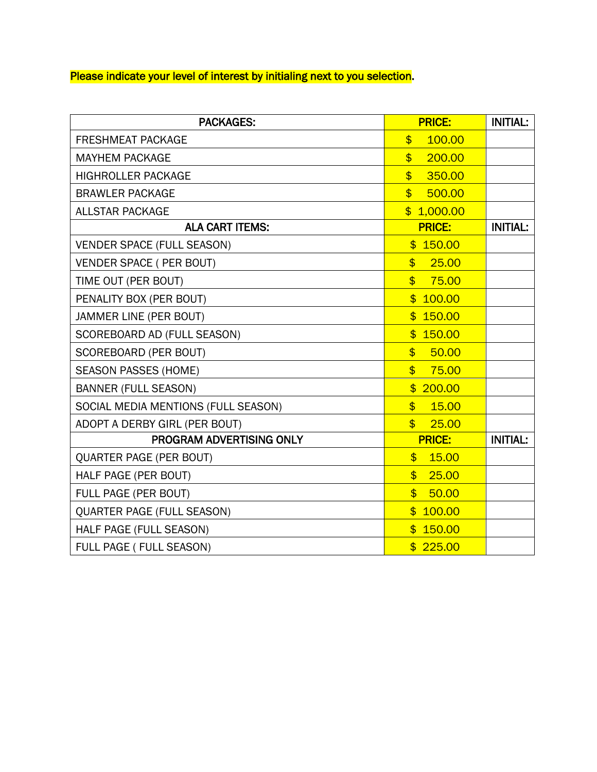Please indicate your level of interest by initialing next to you selection.

| PACKAGES: | PRICE: | INITIAL: |
| --- | --- | --- |
| FRESHMEAT PACKAGE | $ 100.00 | |
| MAYHEM PACKAGE | $ 200.00 | |
| HIGHROLLER PACKAGE | $ 350.00 | |
| BRAWLER PACKAGE | $ 500.00 | |
| ALLSTAR PACKAGE | $ 1,000.00 | |
| **ALA CART ITEMS:** | **PRICE:** | **INITIAL:** |
| VENDER SPACE (FULL SEASON) | $ 150.00 | |
| VENDER SPACE ( PER BOUT) | $ 25.00 | |
| TIME OUT (PER BOUT) | $ 75.00 | |
| PENALITY BOX (PER BOUT) | $ 100.00 | |
| JAMMER LINE (PER BOUT) | $ 150.00 | |
| SCOREBOARD AD (FULL SEASON) | $ 150.00 | |
| SCOREBOARD (PER BOUT) | $ 50.00 | |
| SEASON PASSES (HOME) | $ 75.00 | |
| BANNER (FULL SEASON) | $ 200.00 | |
| SOCIAL MEDIA MENTIONS (FULL SEASON) | $ 15.00 | |
| ADOPT A DERBY GIRL (PER BOUT) | $ 25.00 | |
| **PROGRAM ADVERTISING ONLY** | **PRICE:** | **INITIAL:** |
| QUARTER PAGE (PER BOUT) | $ 15.00 | |
| HALF PAGE (PER BOUT) | $ 25.00 | |
| FULL PAGE (PER BOUT) | $ 50.00 | |
| QUARTER PAGE (FULL SEASON) | $ 100.00 | |
| HALF PAGE (FULL SEASON) | $ 150.00 | |
| FULL PAGE ( FULL SEASON) | $ 225.00 | |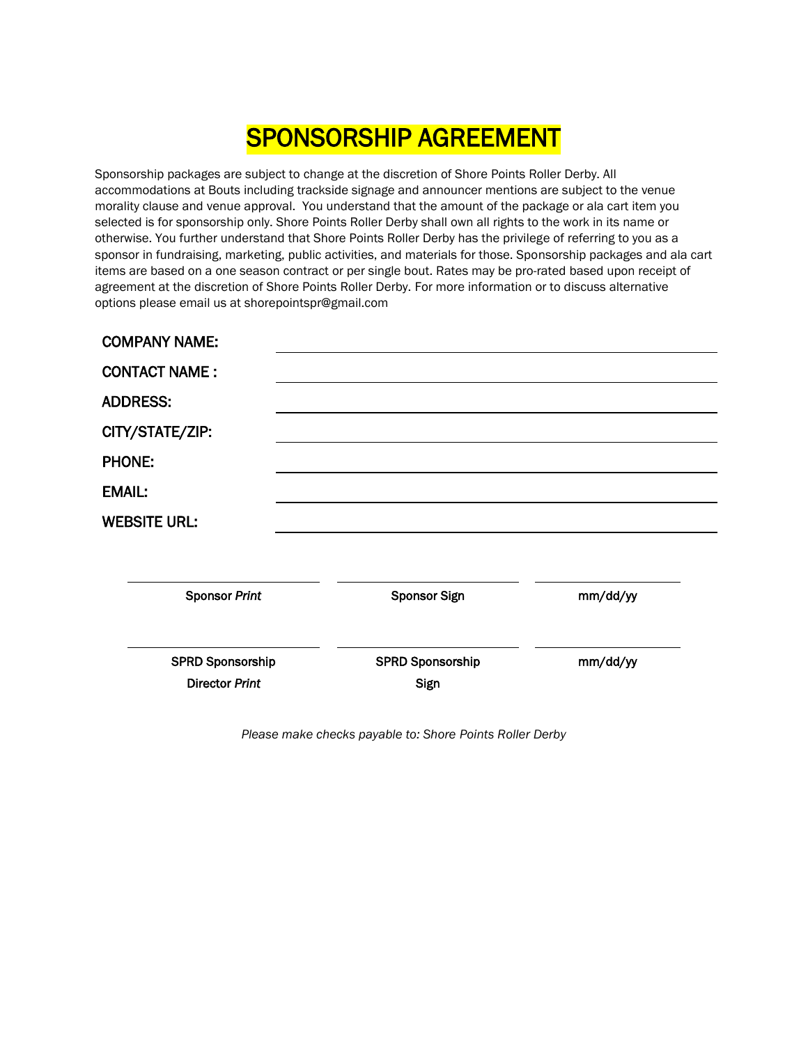# SPONSORSHIP AGREEMENT

Sponsorship packages are subject to change at the discretion of Shore Points Roller Derby. All accommodations at Bouts including trackside signage and announcer mentions are subject to the venue morality clause and venue approval. You understand that the amount of the package or ala cart item you selected is for sponsorship only. Shore Points Roller Derby shall own all rights to the work in its name or otherwise. You further understand that Shore Points Roller Derby has the privilege of referring to you as a sponsor in fundraising, marketing, public activities, and materials for those. Sponsorship packages and ala cart items are based on a one season contract or per single bout. Rates may be pro-rated based upon receipt of agreement at the discretion of Shore Points Roller Derby. For more information or to discuss alternative options please email us at shorepointspr@gmail.com

COMPANY NAME: ______________________________

CONTACT NAME : ______________________________

ADDRESS: ______________________________

CITY/STATE/ZIP: ______________________________

PHONE: ______________________________

EMAIL: ______________________________

WEBSITE URL: ______________________________

| | | |
|---|---|---|
| ______________________ | ______________________ | ______________ |
| Sponsor *Print* | Sponsor Sign | mm/dd/yy |
| ______________________ | ______________________ | ______________ |
| SPRD Sponsorship Director *Print* | SPRD Sponsorship Sign | mm/dd/yy |

*Please make checks payable to: Shore Points Roller Derby*